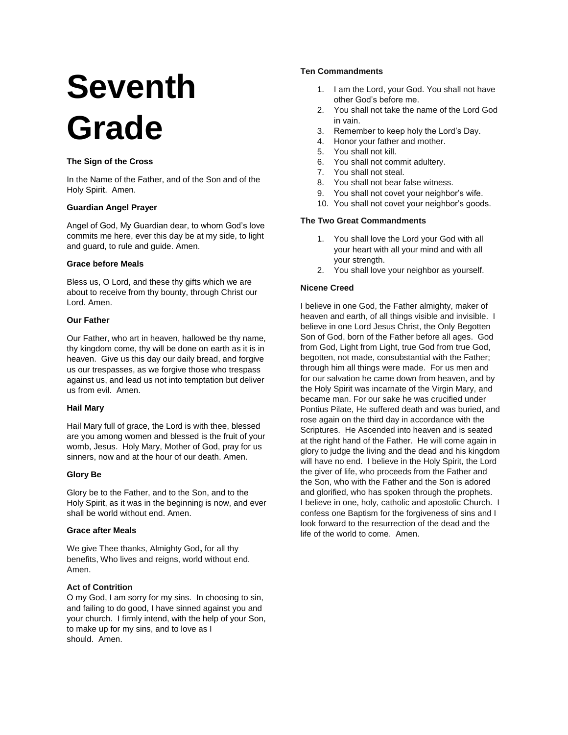# Seventh Grade

**The Sign of the Cross**

In the Name of the Father, and of the Son and of the Holy Spirit. Amen.

**Guardian Angel Prayer**

Angel of God, My Guardian dear, to whom God's love commits me here, ever this day be at my side, to light and guard, to rule and guide. Amen.

**Grace before Meals**

Bless us, O Lord, and these thy gifts which we are about to receive from thy bounty, through Christ our Lord. Amen.

**Our Father**

Our Father, who art in heaven, hallowed be thy name, thy kingdom come, thy will be done on earth as it is in heaven. Give us this day our daily bread, and forgive us our trespasses, as we forgive those who trespass against us, and lead us not into temptation but deliver us from evil. Amen.

**Hail Mary**

Hail Mary full of grace, the Lord is with thee, blessed are you among women and blessed is the fruit of your womb, Jesus. Holy Mary, Mother of God, pray for us sinners, now and at the hour of our death. Amen.

**Glory Be**

Glory be to the Father, and to the Son, and to the Holy Spirit, as it was in the beginning is now, and ever shall be world without end. Amen.

**Grace after Meals**

We give Thee thanks, Almighty God**,** for all thy benefits, Who lives and reigns, world without end. Amen.

**Act of Contrition**

O my God, I am sorry for my sins. In choosing to sin, and failing to do good, I have sinned against you and your church. I firmly intend, with the help of your Son, to make up for my sins, and to love as I should. Amen.

**Ten Commandments**

1. I am the Lord, your God. You shall not have other God's before me.
2. You shall not take the name of the Lord God in vain.
3. Remember to keep holy the Lord's Day.
4. Honor your father and mother.
5. You shall not kill.
6. You shall not commit adultery.
7. You shall not steal.
8. You shall not bear false witness.
9. You shall not covet your neighbor's wife.
10. You shall not covet your neighbor's goods.

**The Two Great Commandments**

1. You shall love the Lord your God with all your heart with all your mind and with all your strength.
2. You shall love your neighbor as yourself.

**Nicene Creed**

I believe in one God, the Father almighty, maker of heaven and earth, of all things visible and invisible. I believe in one Lord Jesus Christ, the Only Begotten Son of God, born of the Father before all ages. God from God, Light from Light, true God from true God, begotten, not made, consubstantial with the Father; through him all things were made. For us men and for our salvation he came down from heaven, and by the Holy Spirit was incarnate of the Virgin Mary, and became man. For our sake he was crucified under Pontius Pilate, He suffered death and was buried, and rose again on the third day in accordance with the Scriptures. He Ascended into heaven and is seated at the right hand of the Father. He will come again in glory to judge the living and the dead and his kingdom will have no end. I believe in the Holy Spirit, the Lord the giver of life, who proceeds from the Father and the Son, who with the Father and the Son is adored and glorified, who has spoken through the prophets. I believe in one, holy, catholic and apostolic Church. I confess one Baptism for the forgiveness of sins and I look forward to the resurrection of the dead and the life of the world to come. Amen.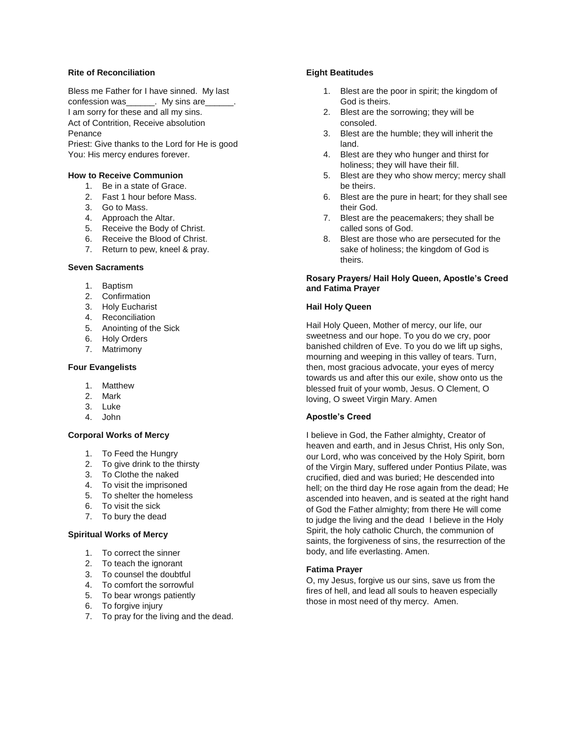**Rite of Reconciliation**

Bless me Father for I have sinned. My last confession was______. My sins are______.
I am sorry for these and all my sins.
Act of Contrition, Receive absolution
Penance
Priest: Give thanks to the Lord for He is good
You: His mercy endures forever.

**How to Receive Communion**

1. Be in a state of Grace.
2. Fast 1 hour before Mass.
3. Go to Mass.
4. Approach the Altar.
5. Receive the Body of Christ.
6. Receive the Blood of Christ.
7. Return to pew, kneel & pray.

**Seven Sacraments**

1. Baptism
2. Confirmation
3. Holy Eucharist
4. Reconciliation
5. Anointing of the Sick
6. Holy Orders
7. Matrimony

**Four Evangelists**

1. Matthew
2. Mark
3. Luke
4. John

**Corporal Works of Mercy**

1. To Feed the Hungry
2. To give drink to the thirsty
3. To Clothe the naked
4. To visit the imprisoned
5. To shelter the homeless
6. To visit the sick
7. To bury the dead

**Spiritual Works of Mercy**

1. To correct the sinner
2. To teach the ignorant
3. To counsel the doubtful
4. To comfort the sorrowful
5. To bear wrongs patiently
6. To forgive injury
7. To pray for the living and the dead.

**Eight Beatitudes**

1. Blest are the poor in spirit; the kingdom of God is theirs.
2. Blest are the sorrowing; they will be consoled.
3. Blest are the humble; they will inherit the land.
4. Blest are they who hunger and thirst for holiness; they will have their fill.
5. Blest are they who show mercy; mercy shall be theirs.
6. Blest are the pure in heart; for they shall see their God.
7. Blest are the peacemakers; they shall be called sons of God.
8. Blest are those who are persecuted for the sake of holiness; the kingdom of God is theirs.

**Rosary Prayers/ Hail Holy Queen, Apostle's Creed and Fatima Prayer**

**Hail Holy Queen**

Hail Holy Queen, Mother of mercy, our life, our sweetness and our hope. To you do we cry, poor banished children of Eve. To you do we lift up sighs, mourning and weeping in this valley of tears. Turn, then, most gracious advocate, your eyes of mercy towards us and after this our exile, show onto us the blessed fruit of your womb, Jesus. O Clement, O loving, O sweet Virgin Mary. Amen

**Apostle's Creed**

I believe in God, the Father almighty, Creator of heaven and earth, and in Jesus Christ, His only Son, our Lord, who was conceived by the Holy Spirit, born of the Virgin Mary, suffered under Pontius Pilate, was crucified, died and was buried; He descended into hell; on the third day He rose again from the dead; He ascended into heaven, and is seated at the right hand of God the Father almighty; from there He will come to judge the living and the dead I believe in the Holy Spirit, the holy catholic Church, the communion of saints, the forgiveness of sins, the resurrection of the body, and life everlasting. Amen.

**Fatima Prayer**

O, my Jesus, forgive us our sins, save us from the fires of hell, and lead all souls to heaven especially those in most need of thy mercy. Amen.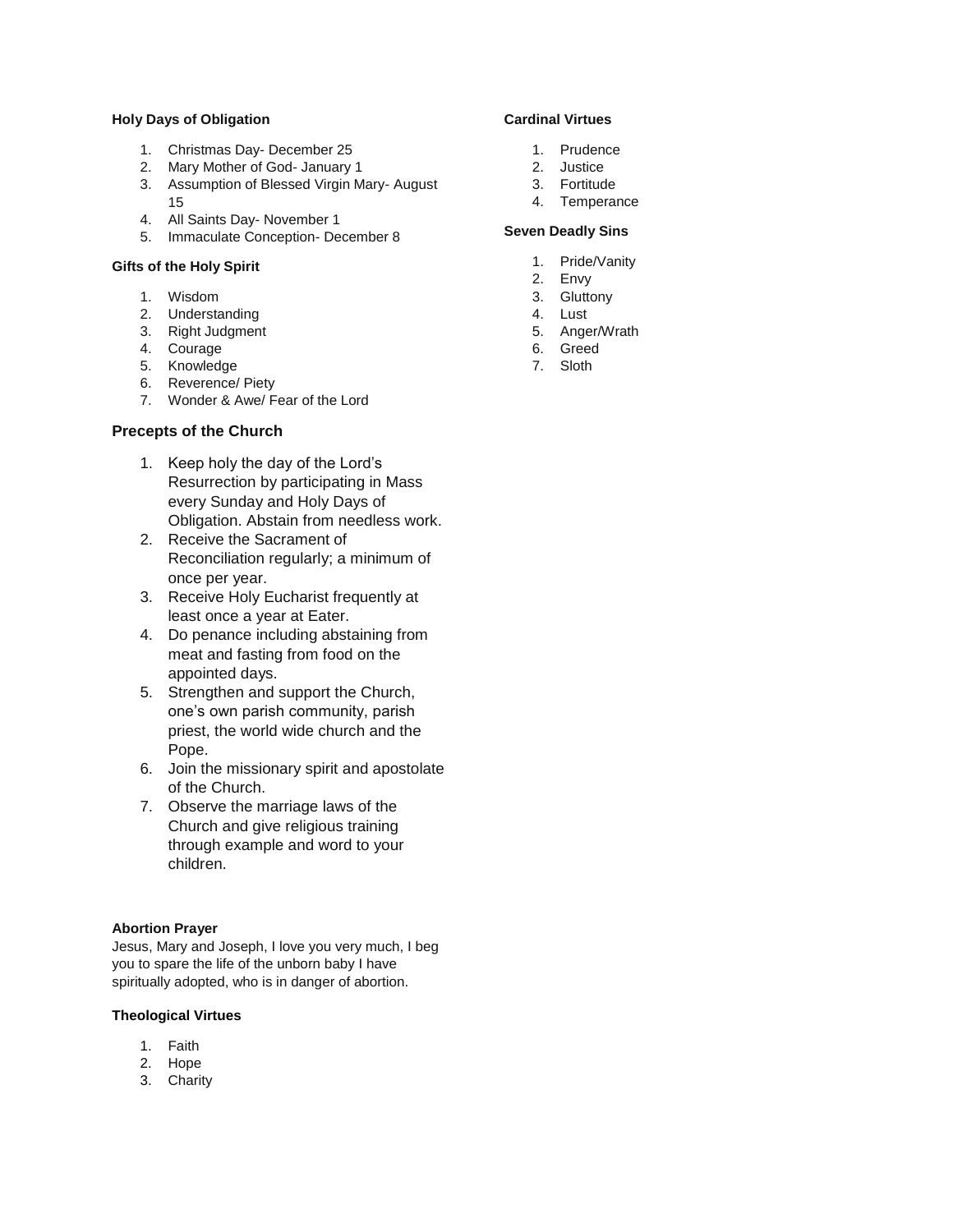**Holy Days of Obligation**

1. Christmas Day- December 25
2. Mary Mother of God- January 1
3. Assumption of Blessed Virgin Mary- August 15
4. All Saints Day- November 1
5. Immaculate Conception- December 8

**Gifts of the Holy Spirit**

1. Wisdom
2. Understanding
3. Right Judgment
4. Courage
5. Knowledge
6. Reverence/ Piety
7. Wonder & Awe/ Fear of the Lord

### Precepts of the Church

1. Keep holy the day of the Lord's Resurrection by participating in Mass every Sunday and Holy Days of Obligation. Abstain from needless work.
2. Receive the Sacrament of Reconciliation regularly; a minimum of once per year.
3. Receive Holy Eucharist frequently at least once a year at Eater.
4. Do penance including abstaining from meat and fasting from food on the appointed days.
5. Strengthen and support the Church, one's own parish community, parish priest, the world wide church and the Pope.
6. Join the missionary spirit and apostolate of the Church.
7. Observe the marriage laws of the Church and give religious training through example and word to your children.

**Abortion Prayer**

Jesus, Mary and Joseph, I love you very much, I beg you to spare the life of the unborn baby I have spiritually adopted, who is in danger of abortion.

**Theological Virtues**

1. Faith
2. Hope
3. Charity

**Cardinal Virtues**

1. Prudence
2. Justice
3. Fortitude
4. Temperance

**Seven Deadly Sins**

1. Pride/Vanity
2. Envy
3. Gluttony
4. Lust
5. Anger/Wrath
6. Greed
7. Sloth